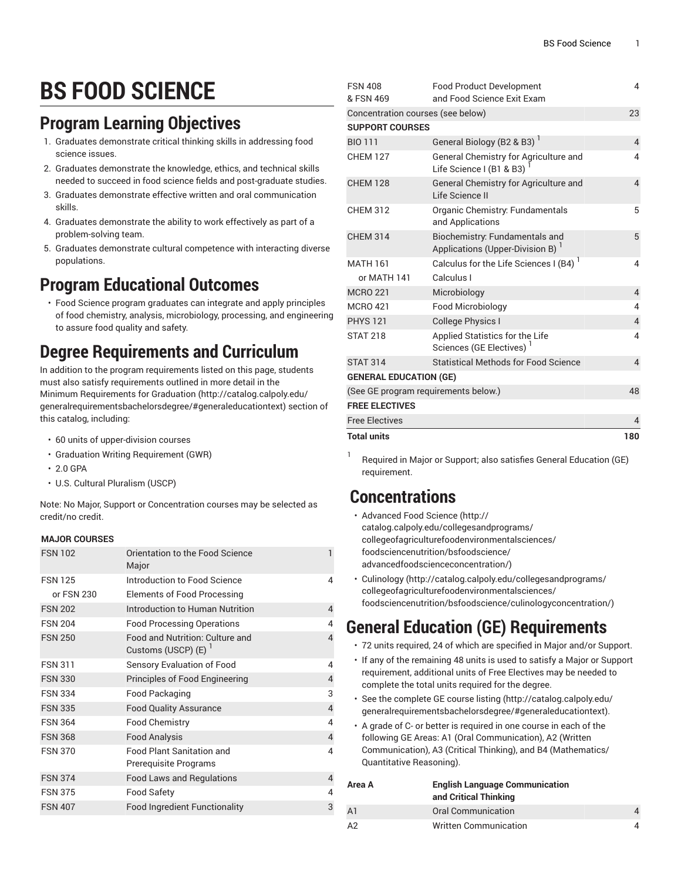# BS FOOD SCIENCE

## Program Learning Objectives

1. Graduates demonstrate critical thinking skills in addressing food science issues.
2. Graduates demonstrate the knowledge, ethics, and technical skills needed to succeed in food science fields and post-graduate studies.
3. Graduates demonstrate effective written and oral communication skills.
4. Graduates demonstrate the ability to work effectively as part of a problem-solving team.
5. Graduates demonstrate cultural competence with interacting diverse populations.

## Program Educational Outcomes

- Food Science program graduates can integrate and apply principles of food chemistry, analysis, microbiology, processing, and engineering to assure food quality and safety.

## Degree Requirements and Curriculum

In addition to the program requirements listed on this page, students must also satisfy requirements outlined in more detail in the Minimum Requirements for Graduation (http://catalog.calpoly.edu/generalrequirementsbachelorsdegree/#generaleducationtext) section of this catalog, including:

- 60 units of upper-division courses
- Graduation Writing Requirement (GWR)
- 2.0 GPA
- U.S. Cultural Pluralism (USCP)

Note: No Major, Support or Concentration courses may be selected as credit/no credit.

| | | |
|---|---|---|
| **MAJOR COURSES** | | |
| FSN 102 | Orientation to the Food Science Major | 1 |
| FSN 125<br>or FSN 230 | Introduction to Food Science<br>Elements of Food Processing | 4 |
| FSN 202 | Introduction to Human Nutrition | 4 |
| FSN 204 | Food Processing Operations | 4 |
| FSN 250 | Food and Nutrition: Culture and Customs (USCP) (E) [1] | 4 |
| FSN 311 | Sensory Evaluation of Food | 4 |
| FSN 330 | Principles of Food Engineering | 4 |
| FSN 334 | Food Packaging | 3 |
| FSN 335 | Food Quality Assurance | 4 |
| FSN 364 | Food Chemistry | 4 |
| FSN 368 | Food Analysis | 4 |
| FSN 370 | Food Plant Sanitation and Prerequisite Programs | 4 |
| FSN 374 | Food Laws and Regulations | 4 |
| FSN 375 | Food Safety | 4 |
| FSN 407 | Food Ingredient Functionality | 3 |
| FSN 408<br>& FSN 469 | Food Product Development<br>and Food Science Exit Exam | 4 |
| Concentration courses (see below) | | 23 |
| **SUPPORT COURSES** | | |
| BIO 111 | General Biology (B2 & B3) [1] | 4 |
| CHEM 127 | General Chemistry for Agriculture and Life Science I (B1 & B3) [1] | 4 |
| CHEM 128 | General Chemistry for Agriculture and Life Science II | 4 |
| CHEM 312 | Organic Chemistry: Fundamentals and Applications | 5 |
| CHEM 314 | Biochemistry: Fundamentals and Applications (Upper-Division B) [1] | 5 |
| MATH 161<br>or MATH 141 | Calculus for the Life Sciences I (B4) [1]<br>Calculus I | 4 |
| MCRO 221 | Microbiology | 4 |
| MCRO 421 | Food Microbiology | 4 |
| PHYS 121 | College Physics I | 4 |
| STAT 218 | Applied Statistics for the Life Sciences (GE Electives) [1] | 4 |
| STAT 314 | Statistical Methods for Food Science | 4 |
| **GENERAL EDUCATION (GE)** | | |
| (See GE program requirements below.) | | 48 |
| **FREE ELECTIVES** | | |
| Free Electives | | 4 |
| **Total units** | | **180** |

[1] Required in Major or Support; also satisfies General Education (GE) requirement.

## Concentrations

- Advanced Food Science (http://catalog.calpoly.edu/collegesandprograms/collegeofagriculturefoodenvironmentalsciences/foodsciencenutrition/bsfoodscience/advancedfoodscienceconcentration/)
- Culinology (http://catalog.calpoly.edu/collegesandprograms/collegeofagriculturefoodenvironmentalsciences/foodsciencenutrition/bsfoodscience/culinologyconcentration/)

## General Education (GE) Requirements

- 72 units required, 24 of which are specified in Major and/or Support.
- If any of the remaining 48 units is used to satisfy a Major or Support requirement, additional units of Free Electives may be needed to complete the total units required for the degree.
- See the complete GE course listing (http://catalog.calpoly.edu/generalrequirementsbachelorsdegree/#generaleducationtext).
- A grade of C- or better is required in one course in each of the following GE Areas: A1 (Oral Communication), A2 (Written Communication), A3 (Critical Thinking), and B4 (Mathematics/Quantitative Reasoning).

| | | |
|---|---|---|
| **Area A** | **English Language Communication and Critical Thinking** | |
| A1 | Oral Communication | 4 |
| A2 | Written Communication | 4 |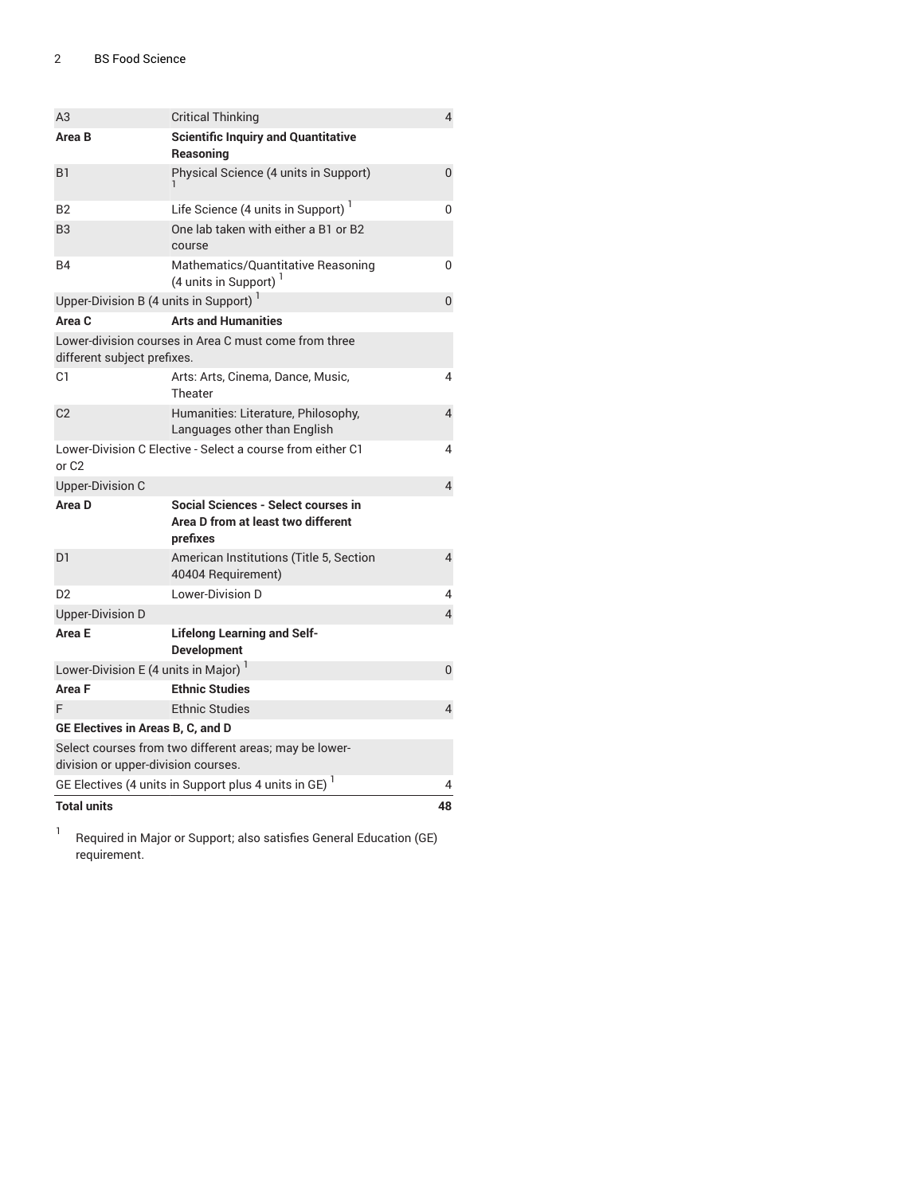| | | |
|---|---|---|
| A3 | Critical Thinking | 4 |
| **Area B** | **Scientific Inquiry and Quantitative Reasoning** | |
| B1 | Physical Science (4 units in Support) [1] | 0 |
| B2 | Life Science (4 units in Support) [1] | 0 |
| B3 | One lab taken with either a B1 or B2 course | |
| B4 | Mathematics/Quantitative Reasoning (4 units in Support) [1] | 0 |
| Upper-Division B (4 units in Support) [1] | | 0 |
| **Area C** | **Arts and Humanities** | |
| Lower-division courses in Area C must come from three different subject prefixes. | | |
| C1 | Arts: Arts, Cinema, Dance, Music, Theater | 4 |
| C2 | Humanities: Literature, Philosophy, Languages other than English | 4 |
| Lower-Division C Elective - Select a course from either C1 or C2 | | 4 |
| Upper-Division C | | 4 |
| **Area D** | **Social Sciences - Select courses in Area D from at least two different prefixes** | |
| D1 | American Institutions (Title 5, Section 40404 Requirement) | 4 |
| D2 | Lower-Division D | 4 |
| Upper-Division D | | 4 |
| **Area E** | **Lifelong Learning and Self-Development** | |
| Lower-Division E (4 units in Major) [1] | | 0 |
| **Area F** | **Ethnic Studies** | |
| F | Ethnic Studies | 4 |
| **GE Electives in Areas B, C, and D** | | |
| Select courses from two different areas; may be lower-division or upper-division courses. | | |
| GE Electives (4 units in Support plus 4 units in GE) [1] | | 4 |
| **Total units** | | **48** |

[1] Required in Major or Support; also satisfies General Education (GE) requirement.